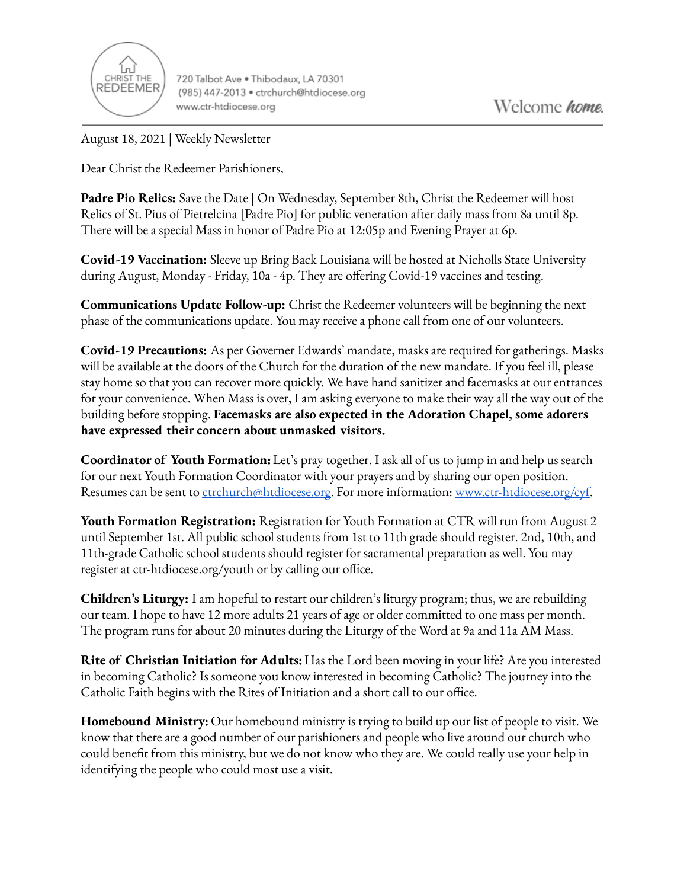CHRIST THE REDEEMER

720 Talbot Ave • Thibodaux, LA 70301
(985) 447-2013 • ctrchurch@htdiocese.org
www.ctr-htdiocese.org

Welcome ***home.***

---

August 18, 2021 | Weekly Newsletter

Dear Christ the Redeemer Parishioners,

**Padre Pio Relics:** Save the Date | On Wednesday, September 8th, Christ the Redeemer will host Relics of St. Pius of Pietrelcina [Padre Pio] for public veneration after daily mass from 8a until 8p. There will be a special Mass in honor of Padre Pio at 12:05p and Evening Prayer at 6p.

**Covid-19 Vaccination:** Sleeve up Bring Back Louisiana will be hosted at Nicholls State University during August, Monday - Friday, 10a - 4p. They are offering Covid-19 vaccines and testing.

**Communications Update Follow-up:** Christ the Redeemer volunteers will be beginning the next phase of the communications update. You may receive a phone call from one of our volunteers.

**Covid-19 Precautions:** As per Governer Edwards' mandate, masks are required for gatherings. Masks will be available at the doors of the Church for the duration of the new mandate. If you feel ill, please stay home so that you can recover more quickly. We have hand sanitizer and facemasks at our entrances for your convenience. When Mass is over, I am asking everyone to make their way all the way out of the building before stopping. **Facemasks are also expected in the Adoration Chapel, some adorers have expressed their concern about unmasked visitors.**

**Coordinator of Youth Formation:** Let's pray together. I ask all of us to jump in and help us search for our next Youth Formation Coordinator with your prayers and by sharing our open position. Resumes can be sent to [ctrchurch@htdiocese.org](mailto:ctrchurch@htdiocese.org). For more information: [www.ctr-htdiocese.org/cyf](http://www.ctr-htdiocese.org/cyf).

**Youth Formation Registration:** Registration for Youth Formation at CTR will run from August 2 until September 1st. All public school students from 1st to 11th grade should register. 2nd, 10th, and 11th-grade Catholic school students should register for sacramental preparation as well. You may register at ctr-htdiocese.org/youth or by calling our office.

**Children's Liturgy:** I am hopeful to restart our children's liturgy program; thus, we are rebuilding our team. I hope to have 12 more adults 21 years of age or older committed to one mass per month. The program runs for about 20 minutes during the Liturgy of the Word at 9a and 11a AM Mass.

**Rite of Christian Initiation for Adults:** Has the Lord been moving in your life? Are you interested in becoming Catholic? Is someone you know interested in becoming Catholic? The journey into the Catholic Faith begins with the Rites of Initiation and a short call to our office.

**Homebound Ministry:** Our homebound ministry is trying to build up our list of people to visit. We know that there are a good number of our parishioners and people who live around our church who could benefit from this ministry, but we do not know who they are. We could really use your help in identifying the people who could most use a visit.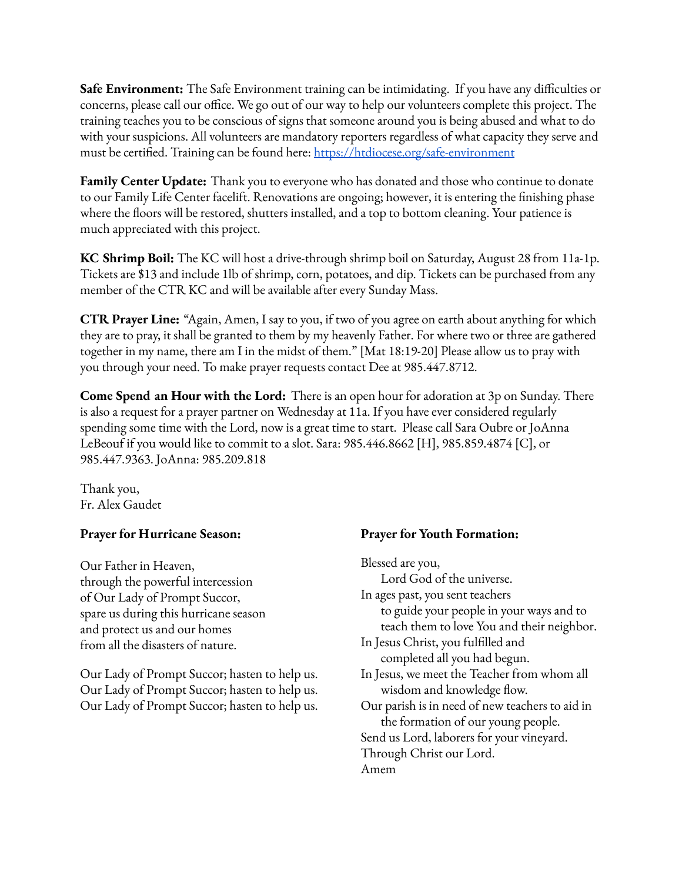**Safe Environment:** The Safe Environment training can be intimidating. If you have any difficulties or concerns, please call our office. We go out of our way to help our volunteers complete this project. The training teaches you to be conscious of signs that someone around you is being abused and what to do with your suspicions. All volunteers are mandatory reporters regardless of what capacity they serve and must be certified. Training can be found here: [https://htdiocese.org/safe-environment](https://htdiocese.org/safe-environment)

**Family Center Update:** Thank you to everyone who has donated and those who continue to donate to our Family Life Center facelift. Renovations are ongoing; however, it is entering the finishing phase where the floors will be restored, shutters installed, and a top to bottom cleaning. Your patience is much appreciated with this project.

**KC Shrimp Boil:** The KC will host a drive-through shrimp boil on Saturday, August 28 from 11a-1p. Tickets are $13 and include 1lb of shrimp, corn, potatoes, and dip. Tickets can be purchased from any member of the CTR KC and will be available after every Sunday Mass.

**CTR Prayer Line:** "Again, Amen, I say to you, if two of you agree on earth about anything for which they are to pray, it shall be granted to them by my heavenly Father. For where two or three are gathered together in my name, there am I in the midst of them." [Mat 18:19-20] Please allow us to pray with you through your need. To make prayer requests contact Dee at 985.447.8712.

**Come Spend an Hour with the Lord:** There is an open hour for adoration at 3p on Sunday. There is also a request for a prayer partner on Wednesday at 11a. If you have ever considered regularly spending some time with the Lord, now is a great time to start. Please call Sara Oubre or JoAnna LeBeouf if you would like to commit to a slot. Sara: 985.446.8662 [H], 985.859.4874 [C], or 985.447.9363. JoAnna: 985.209.818

Thank you,
Fr. Alex Gaudet

**Prayer for Hurricane Season:**

Our Father in Heaven,
through the powerful intercession
of Our Lady of Prompt Succor,
spare us during this hurricane season
and protect us and our homes
from all the disasters of nature.

Our Lady of Prompt Succor; hasten to help us.
Our Lady of Prompt Succor; hasten to help us.
Our Lady of Prompt Succor; hasten to help us.

**Prayer for Youth Formation:**

Blessed are you,
Lord God of the universe.
In ages past, you sent teachers
to guide your people in your ways and to teach them to love You and their neighbor.
In Jesus Christ, you fulfilled and
completed all you had begun.
In Jesus, we meet the Teacher from whom all
wisdom and knowledge flow.
Our parish is in need of new teachers to aid in
the formation of our young people.
Send us Lord, laborers for your vineyard.
Through Christ our Lord.
Amem